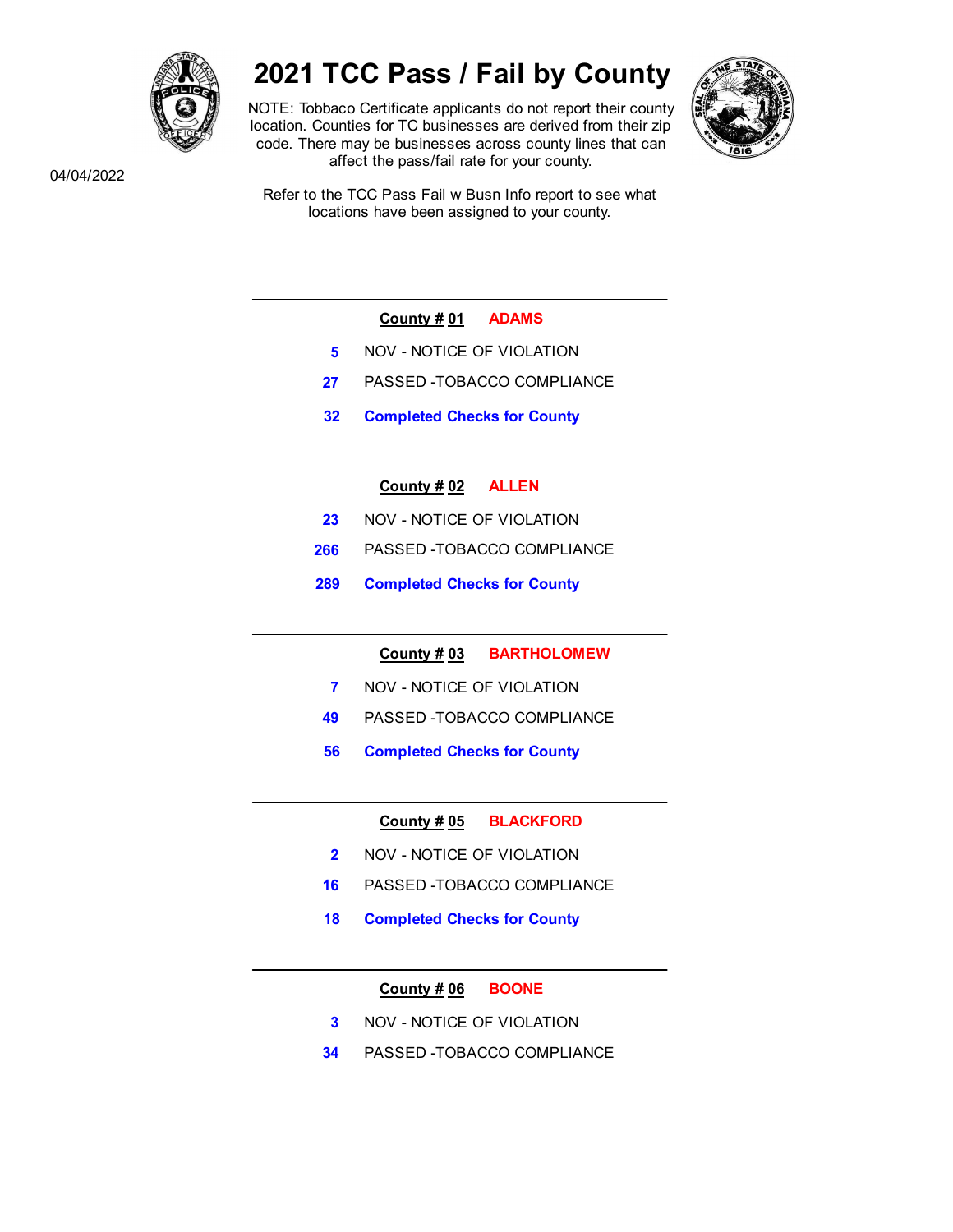# 2021 TCC Pass / Fail by County

NOTE: Tobbaco Certificate applicants do not report their county location. Counties for TC businesses are derived from their zip code. There may be businesses across county lines that can affect the pass/fail rate for your county.

04/04/2022

Refer to the TCC Pass Fail w Busn Info report to see what locations have been assigned to your county.

---

**County # 01** ADAMS

5 NOV - NOTICE OF VIOLATION

27 PASSED -TOBACCO COMPLIANCE

**32 Completed Checks for County**

---

**County # 02** ALLEN

23 NOV - NOTICE OF VIOLATION

266 PASSED -TOBACCO COMPLIANCE

**289 Completed Checks for County**

---

**County # 03** BARTHOLOMEW

7 NOV - NOTICE OF VIOLATION

49 PASSED -TOBACCO COMPLIANCE

**56 Completed Checks for County**

---

**County # 05** BLACKFORD

2 NOV - NOTICE OF VIOLATION

16 PASSED -TOBACCO COMPLIANCE

**18 Completed Checks for County**

---

**County # 06** BOONE

3 NOV - NOTICE OF VIOLATION

34 PASSED -TOBACCO COMPLIANCE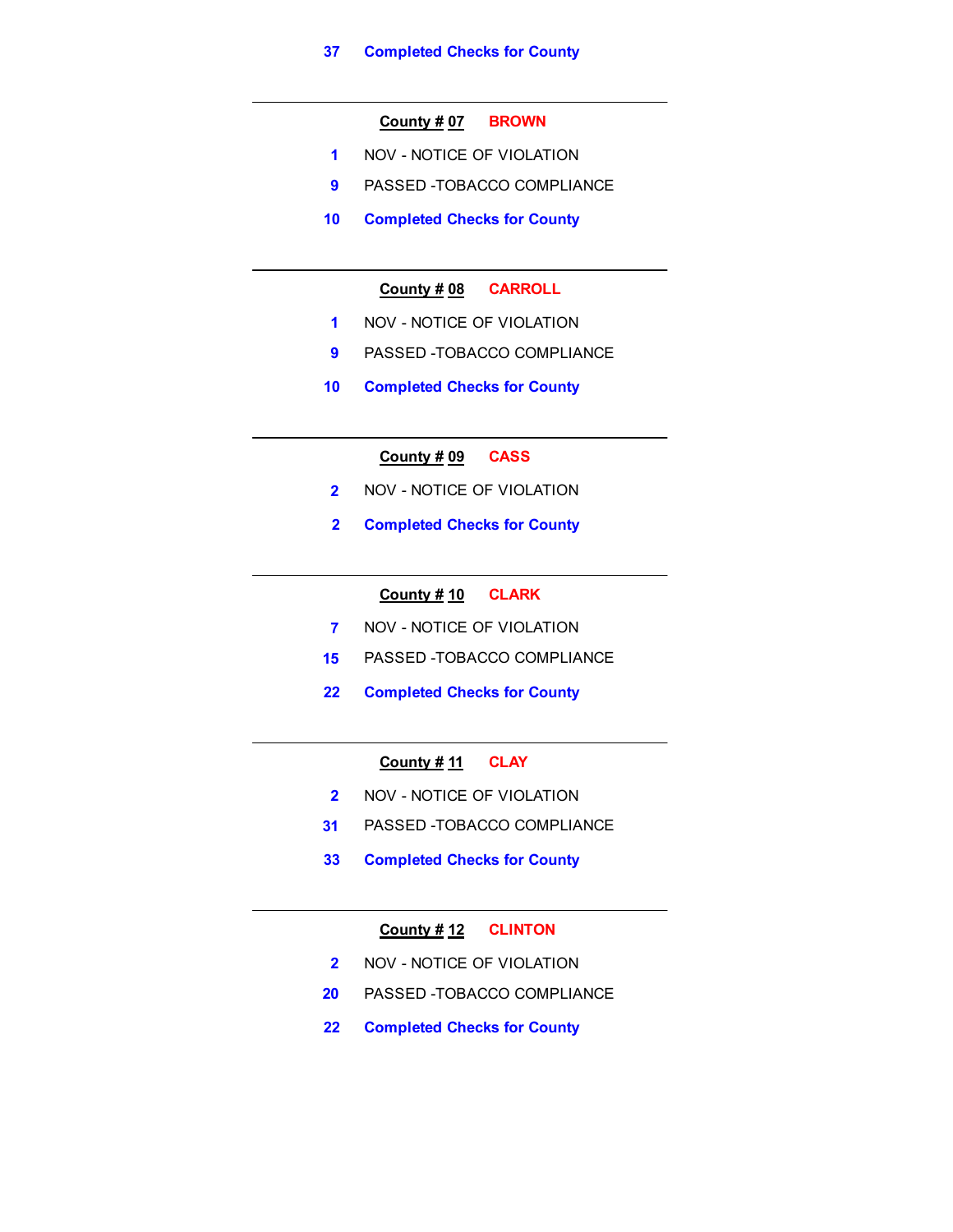37 **Completed Checks for County**

---

**County # 07** **BROWN**

1 NOV - NOTICE OF VIOLATION

9 PASSED -TOBACCO COMPLIANCE

10 **Completed Checks for County**

---

**County # 08** **CARROLL**

1 NOV - NOTICE OF VIOLATION

9 PASSED -TOBACCO COMPLIANCE

10 **Completed Checks for County**

---

**County # 09** **CASS**

2 NOV - NOTICE OF VIOLATION

2 **Completed Checks for County**

---

**County # 10** **CLARK**

7 NOV - NOTICE OF VIOLATION

15 PASSED -TOBACCO COMPLIANCE

22 **Completed Checks for County**

---

**County # 11** **CLAY**

2 NOV - NOTICE OF VIOLATION

31 PASSED -TOBACCO COMPLIANCE

33 **Completed Checks for County**

---

**County # 12** **CLINTON**

2 NOV - NOTICE OF VIOLATION

20 PASSED -TOBACCO COMPLIANCE

22 **Completed Checks for County**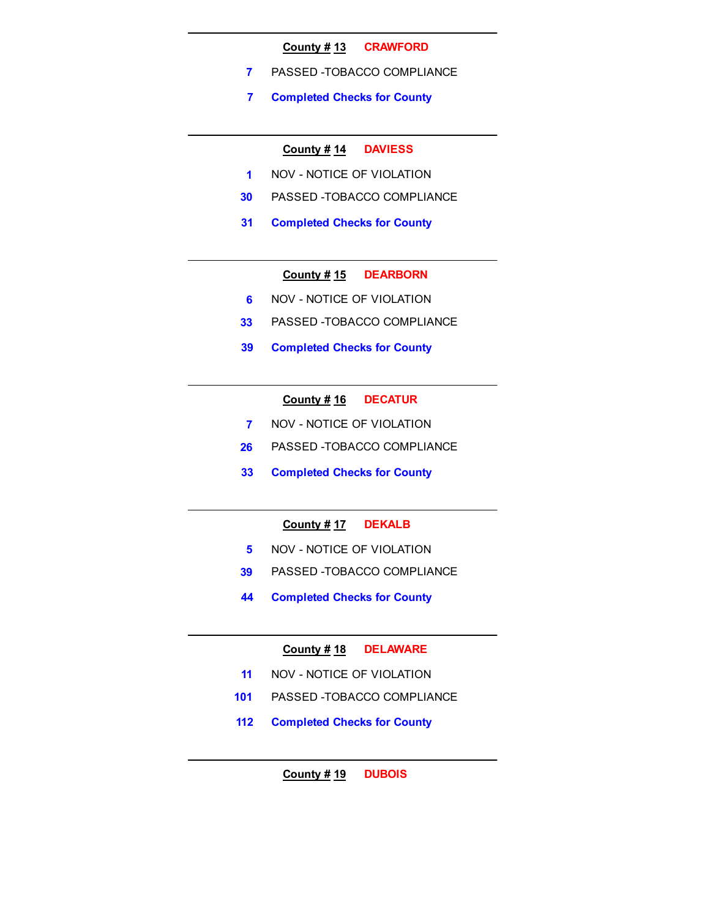---

**County # 13** **CRAWFORD**

**7** PASSED -TOBACCO COMPLIANCE

**7** **Completed Checks for County**

---

**County # 14** **DAVIESS**

**1** NOV - NOTICE OF VIOLATION

**30** PASSED -TOBACCO COMPLIANCE

**31** **Completed Checks for County**

---

**County # 15** **DEARBORN**

**6** NOV - NOTICE OF VIOLATION

**33** PASSED -TOBACCO COMPLIANCE

**39** **Completed Checks for County**

---

**County # 16** **DECATUR**

**7** NOV - NOTICE OF VIOLATION

**26** PASSED -TOBACCO COMPLIANCE

**33** **Completed Checks for County**

---

**County # 17** **DEKALB**

**5** NOV - NOTICE OF VIOLATION

**39** PASSED -TOBACCO COMPLIANCE

**44** **Completed Checks for County**

---

**County # 18** **DELAWARE**

**11** NOV - NOTICE OF VIOLATION

**101** PASSED -TOBACCO COMPLIANCE

**112** **Completed Checks for County**

---

**County # 19** **DUBOIS**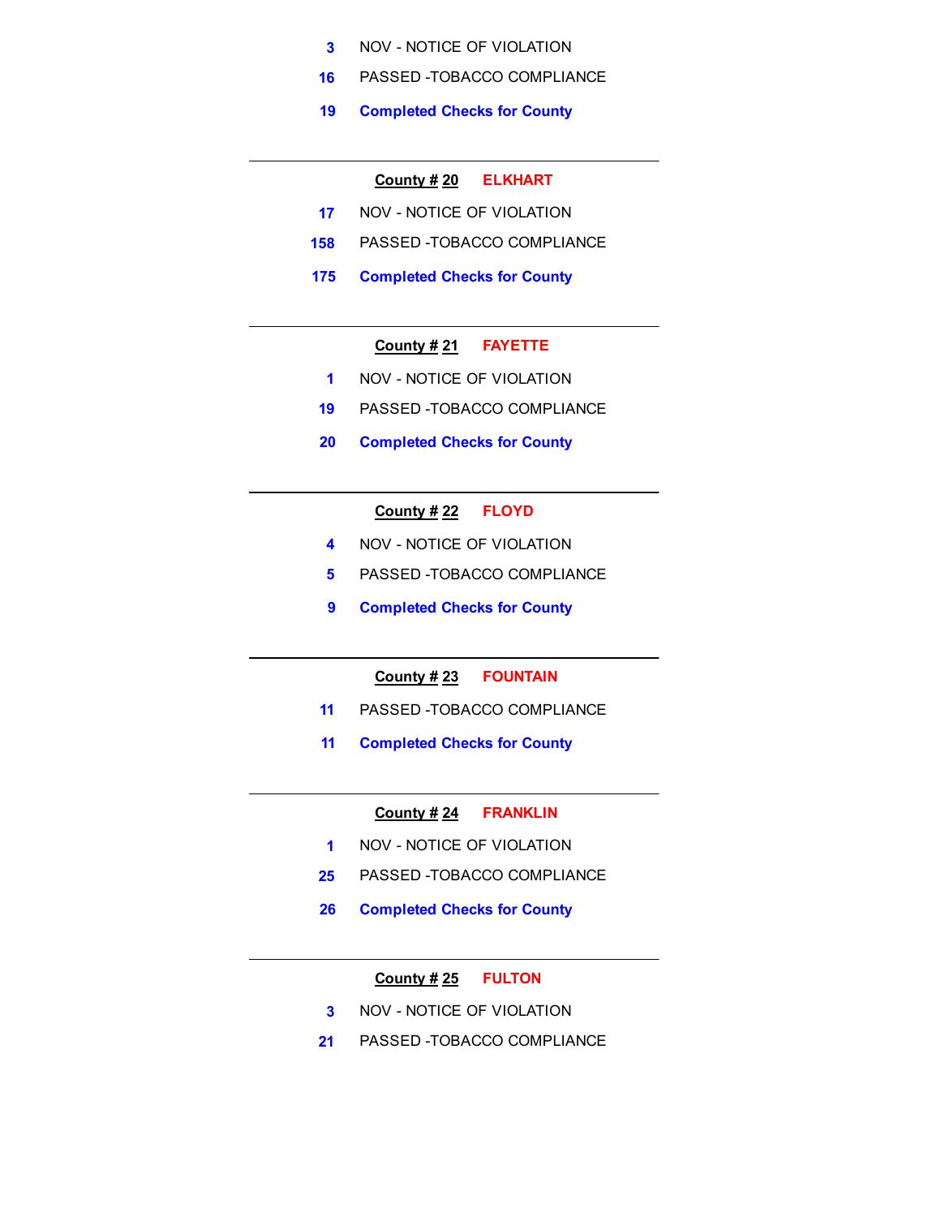3 NOV - NOTICE OF VIOLATION

16 PASSED -TOBACCO COMPLIANCE

**19 Completed Checks for County**

---

**County # 20 ELKHART**

17 NOV - NOTICE OF VIOLATION

158 PASSED -TOBACCO COMPLIANCE

**175 Completed Checks for County**

---

**County # 21 FAYETTE**

1 NOV - NOTICE OF VIOLATION

19 PASSED -TOBACCO COMPLIANCE

**20 Completed Checks for County**

---

**County # 22 FLOYD**

4 NOV - NOTICE OF VIOLATION

5 PASSED -TOBACCO COMPLIANCE

**9 Completed Checks for County**

---

**County # 23 FOUNTAIN**

11 PASSED -TOBACCO COMPLIANCE

**11 Completed Checks for County**

---

**County # 24 FRANKLIN**

1 NOV - NOTICE OF VIOLATION

25 PASSED -TOBACCO COMPLIANCE

**26 Completed Checks for County**

---

**County # 25 FULTON**

3 NOV - NOTICE OF VIOLATION

21 PASSED -TOBACCO COMPLIANCE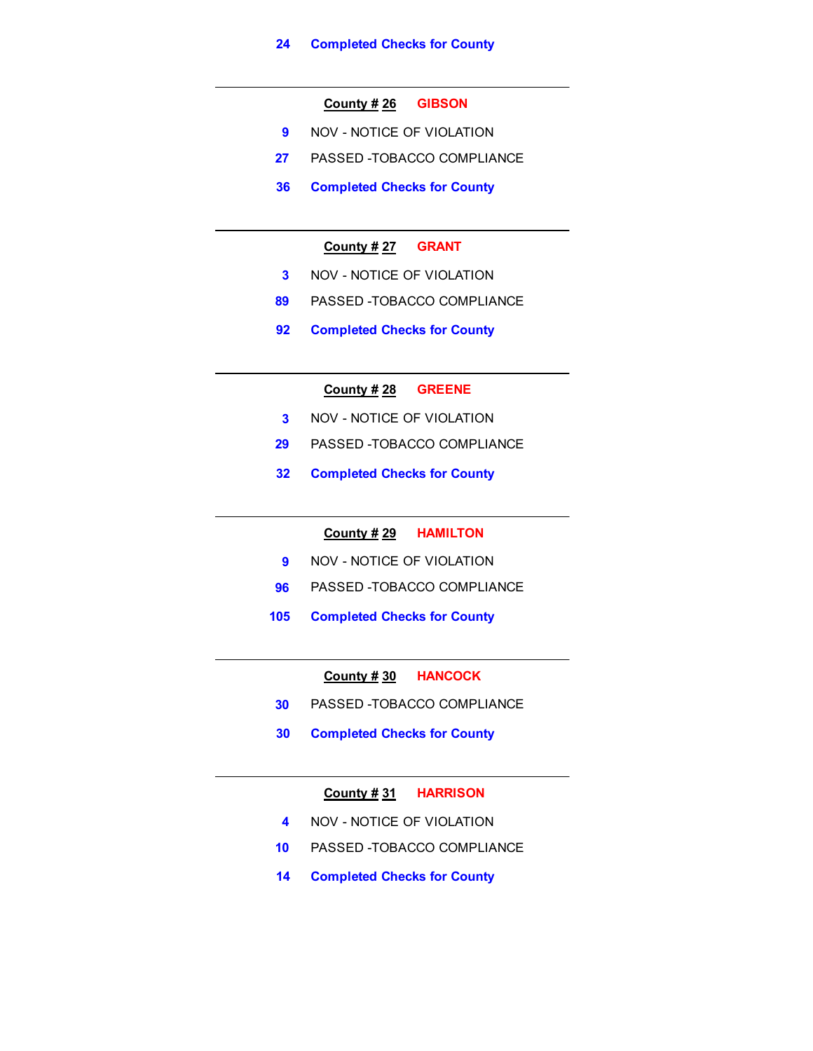24 **Completed Checks for County**

---

**County # 26** **GIBSON**

9 NOV - NOTICE OF VIOLATION

27 PASSED -TOBACCO COMPLIANCE

36 **Completed Checks for County**

---

**County # 27** **GRANT**

3 NOV - NOTICE OF VIOLATION

89 PASSED -TOBACCO COMPLIANCE

92 **Completed Checks for County**

---

**County # 28** **GREENE**

3 NOV - NOTICE OF VIOLATION

29 PASSED -TOBACCO COMPLIANCE

32 **Completed Checks for County**

---

**County # 29** **HAMILTON**

9 NOV - NOTICE OF VIOLATION

96 PASSED -TOBACCO COMPLIANCE

105 **Completed Checks for County**

---

**County # 30** **HANCOCK**

30 PASSED -TOBACCO COMPLIANCE

30 **Completed Checks for County**

---

**County # 31** **HARRISON**

4 NOV - NOTICE OF VIOLATION

10 PASSED -TOBACCO COMPLIANCE

14 **Completed Checks for County**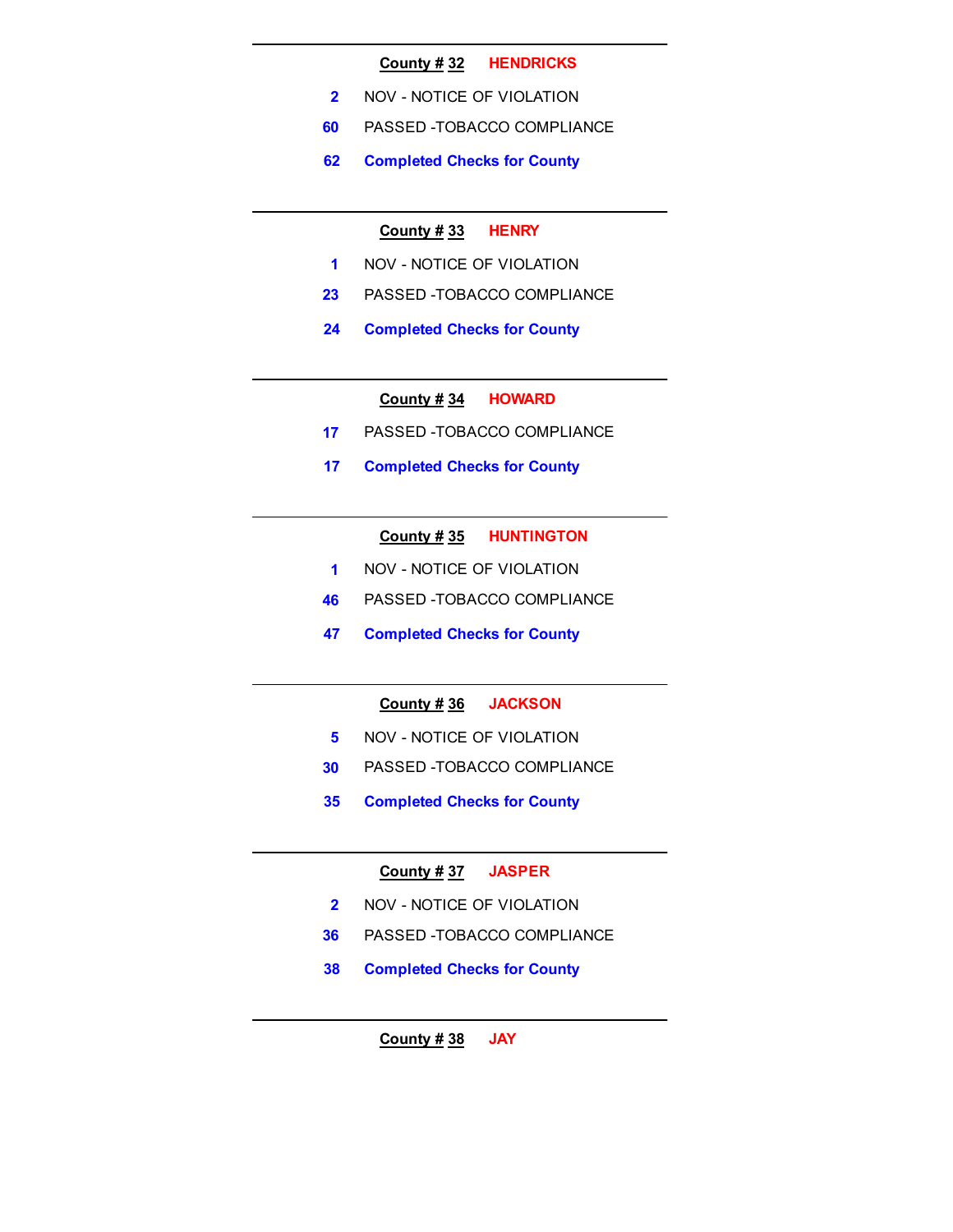**County # 32** **HENDRICKS**

| | |
|---|---|
| 2 | NOV - NOTICE OF VIOLATION |
| 60 | PASSED -TOBACCO COMPLIANCE |
| **62** | **Completed Checks for County** |

---

**County # 33** **HENRY**

| | |
|---|---|
| 1 | NOV - NOTICE OF VIOLATION |
| 23 | PASSED -TOBACCO COMPLIANCE |
| **24** | **Completed Checks for County** |

---

**County # 34** **HOWARD**

| | |
|---|---|
| 17 | PASSED -TOBACCO COMPLIANCE |
| **17** | **Completed Checks for County** |

---

**County # 35** **HUNTINGTON**

| | |
|---|---|
| 1 | NOV - NOTICE OF VIOLATION |
| 46 | PASSED -TOBACCO COMPLIANCE |
| **47** | **Completed Checks for County** |

---

**County # 36** **JACKSON**

| | |
|---|---|
| 5 | NOV - NOTICE OF VIOLATION |
| 30 | PASSED -TOBACCO COMPLIANCE |
| **35** | **Completed Checks for County** |

---

**County # 37** **JASPER**

| | |
|---|---|
| 2 | NOV - NOTICE OF VIOLATION |
| 36 | PASSED -TOBACCO COMPLIANCE |
| **38** | **Completed Checks for County** |

---

**County # 38** **JAY**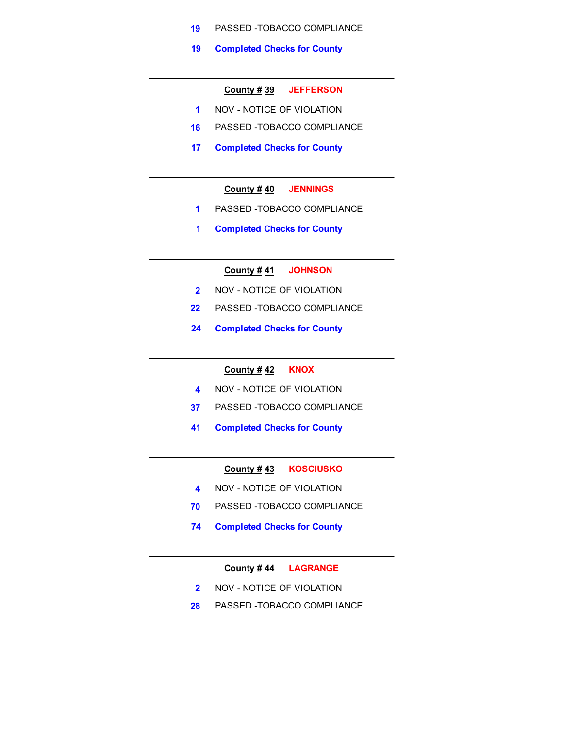19 PASSED -TOBACCO COMPLIANCE

**19 Completed Checks for County**

---

**County # 39 JEFFERSON**

1 NOV - NOTICE OF VIOLATION

16 PASSED -TOBACCO COMPLIANCE

**17 Completed Checks for County**

---

**County # 40 JENNINGS**

1 PASSED -TOBACCO COMPLIANCE

**1 Completed Checks for County**

---

**County # 41 JOHNSON**

2 NOV - NOTICE OF VIOLATION

22 PASSED -TOBACCO COMPLIANCE

**24 Completed Checks for County**

---

**County # 42 KNOX**

4 NOV - NOTICE OF VIOLATION

37 PASSED -TOBACCO COMPLIANCE

**41 Completed Checks for County**

---

**County # 43 KOSCIUSKO**

4 NOV - NOTICE OF VIOLATION

70 PASSED -TOBACCO COMPLIANCE

**74 Completed Checks for County**

---

**County # 44 LAGRANGE**

2 NOV - NOTICE OF VIOLATION

28 PASSED -TOBACCO COMPLIANCE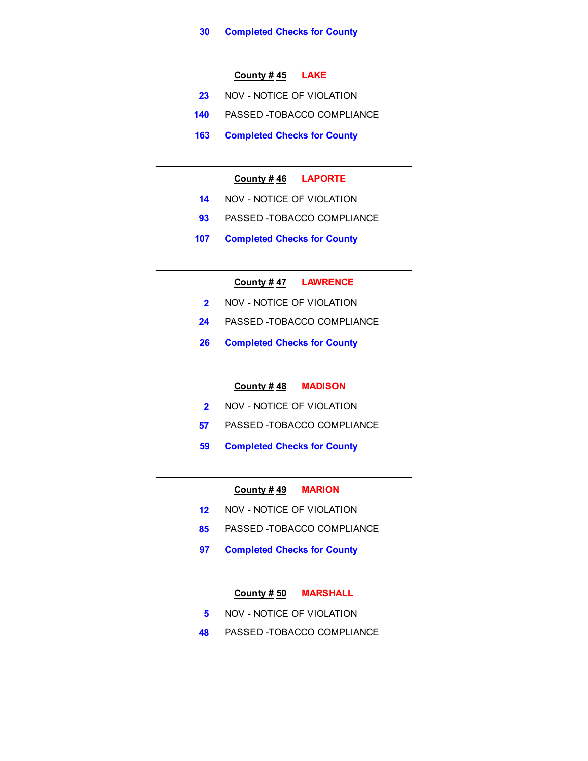30 **Completed Checks for County**

---

**County # 45** **LAKE**

23 NOV - NOTICE OF VIOLATION

140 PASSED -TOBACCO COMPLIANCE

163 **Completed Checks for County**

---

**County # 46** **LAPORTE**

14 NOV - NOTICE OF VIOLATION

93 PASSED -TOBACCO COMPLIANCE

107 **Completed Checks for County**

---

**County # 47** **LAWRENCE**

2 NOV - NOTICE OF VIOLATION

24 PASSED -TOBACCO COMPLIANCE

26 **Completed Checks for County**

---

**County # 48** **MADISON**

2 NOV - NOTICE OF VIOLATION

57 PASSED -TOBACCO COMPLIANCE

59 **Completed Checks for County**

---

**County # 49** **MARION**

12 NOV - NOTICE OF VIOLATION

85 PASSED -TOBACCO COMPLIANCE

97 **Completed Checks for County**

---

**County # 50** **MARSHALL**

5 NOV - NOTICE OF VIOLATION

48 PASSED -TOBACCO COMPLIANCE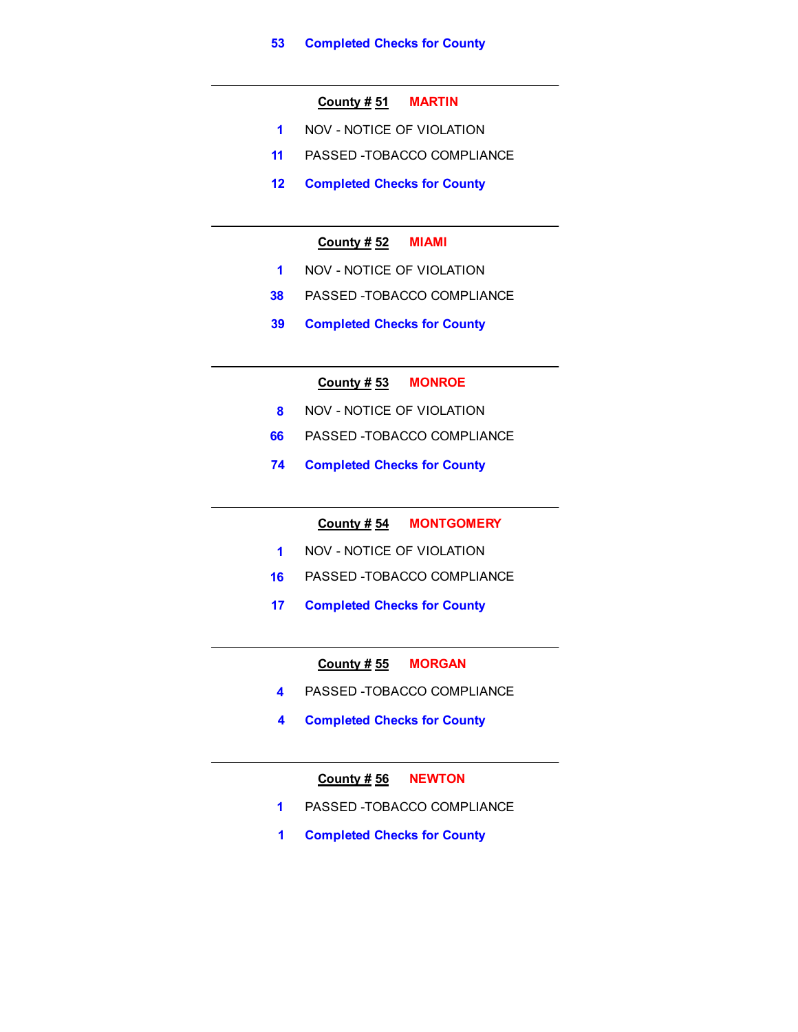**53** **Completed Checks for County**

---

**County # 51** **MARTIN**

**1** NOV - NOTICE OF VIOLATION

**11** PASSED -TOBACCO COMPLIANCE

**12** **Completed Checks for County**

---

**County # 52** **MIAMI**

**1** NOV - NOTICE OF VIOLATION

**38** PASSED -TOBACCO COMPLIANCE

**39** **Completed Checks for County**

---

**County # 53** **MONROE**

**8** NOV - NOTICE OF VIOLATION

**66** PASSED -TOBACCO COMPLIANCE

**74** **Completed Checks for County**

---

**County # 54** **MONTGOMERY**

**1** NOV - NOTICE OF VIOLATION

**16** PASSED -TOBACCO COMPLIANCE

**17** **Completed Checks for County**

---

**County # 55** **MORGAN**

**4** PASSED -TOBACCO COMPLIANCE

**4** **Completed Checks for County**

---

**County # 56** **NEWTON**

**1** PASSED -TOBACCO COMPLIANCE

**1** **Completed Checks for County**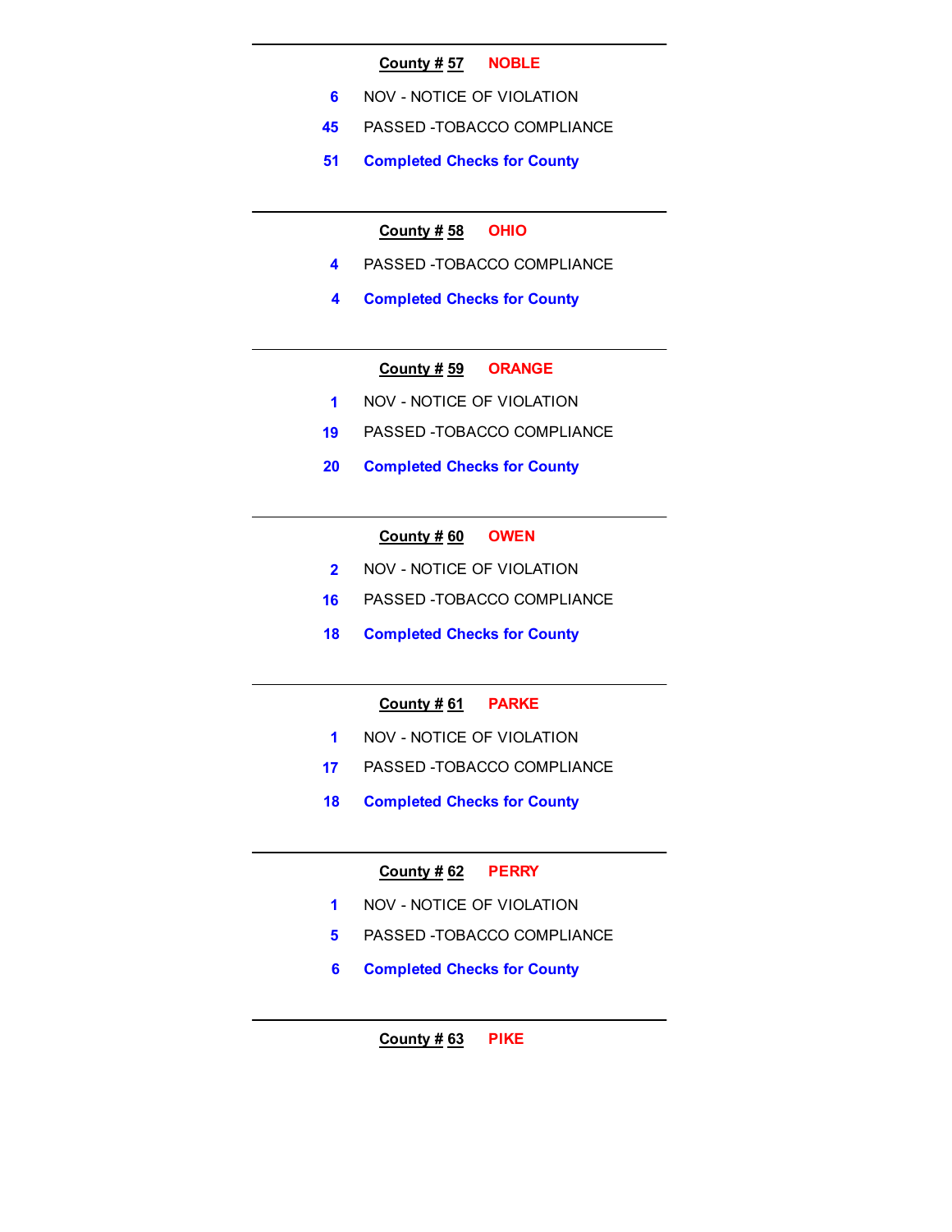---

**County # 57** NOBLE

6 NOV - NOTICE OF VIOLATION

45 PASSED -TOBACCO COMPLIANCE

**51 Completed Checks for County**

---

**County # 58** OHIO

4 PASSED -TOBACCO COMPLIANCE

**4 Completed Checks for County**

---

**County # 59** ORANGE

1 NOV - NOTICE OF VIOLATION

19 PASSED -TOBACCO COMPLIANCE

**20 Completed Checks for County**

---

**County # 60** OWEN

2 NOV - NOTICE OF VIOLATION

16 PASSED -TOBACCO COMPLIANCE

**18 Completed Checks for County**

---

**County # 61** PARKE

1 NOV - NOTICE OF VIOLATION

17 PASSED -TOBACCO COMPLIANCE

**18 Completed Checks for County**

---

**County # 62** PERRY

1 NOV - NOTICE OF VIOLATION

5 PASSED -TOBACCO COMPLIANCE

**6 Completed Checks for County**

---

**County # 63** PIKE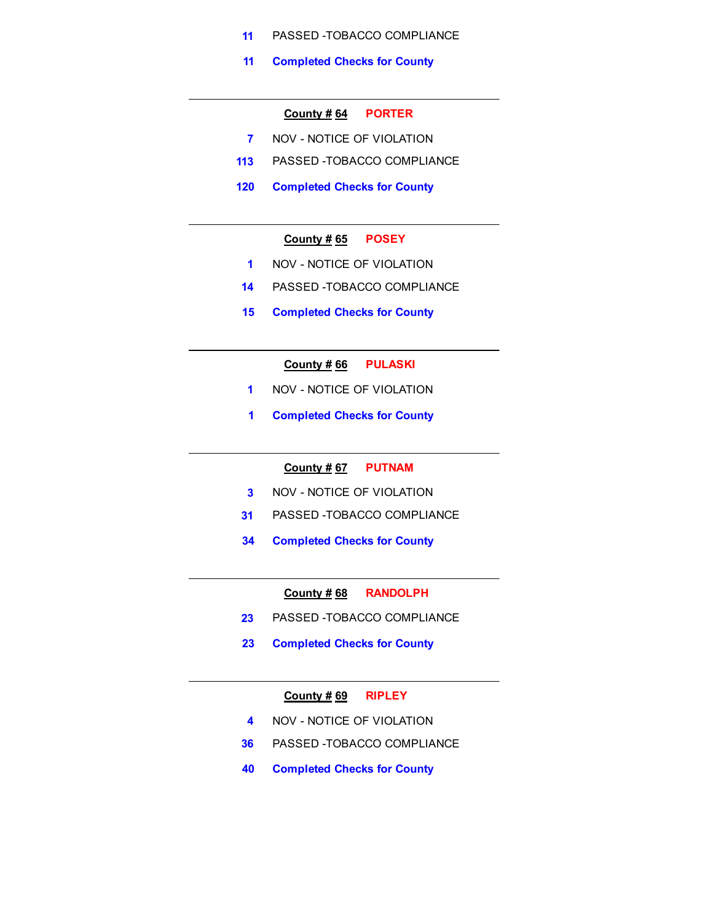11 PASSED -TOBACCO COMPLIANCE

**11 Completed Checks for County**

---

**County # 64** **PORTER**

7 NOV - NOTICE OF VIOLATION

113 PASSED -TOBACCO COMPLIANCE

**120 Completed Checks for County**

---

**County # 65** **POSEY**

1 NOV - NOTICE OF VIOLATION

14 PASSED -TOBACCO COMPLIANCE

**15 Completed Checks for County**

---

**County # 66** **PULASKI**

1 NOV - NOTICE OF VIOLATION

**1 Completed Checks for County**

---

**County # 67** **PUTNAM**

3 NOV - NOTICE OF VIOLATION

31 PASSED -TOBACCO COMPLIANCE

**34 Completed Checks for County**

---

**County # 68** **RANDOLPH**

23 PASSED -TOBACCO COMPLIANCE

**23 Completed Checks for County**

---

**County # 69** **RIPLEY**

4 NOV - NOTICE OF VIOLATION

36 PASSED -TOBACCO COMPLIANCE

**40 Completed Checks for County**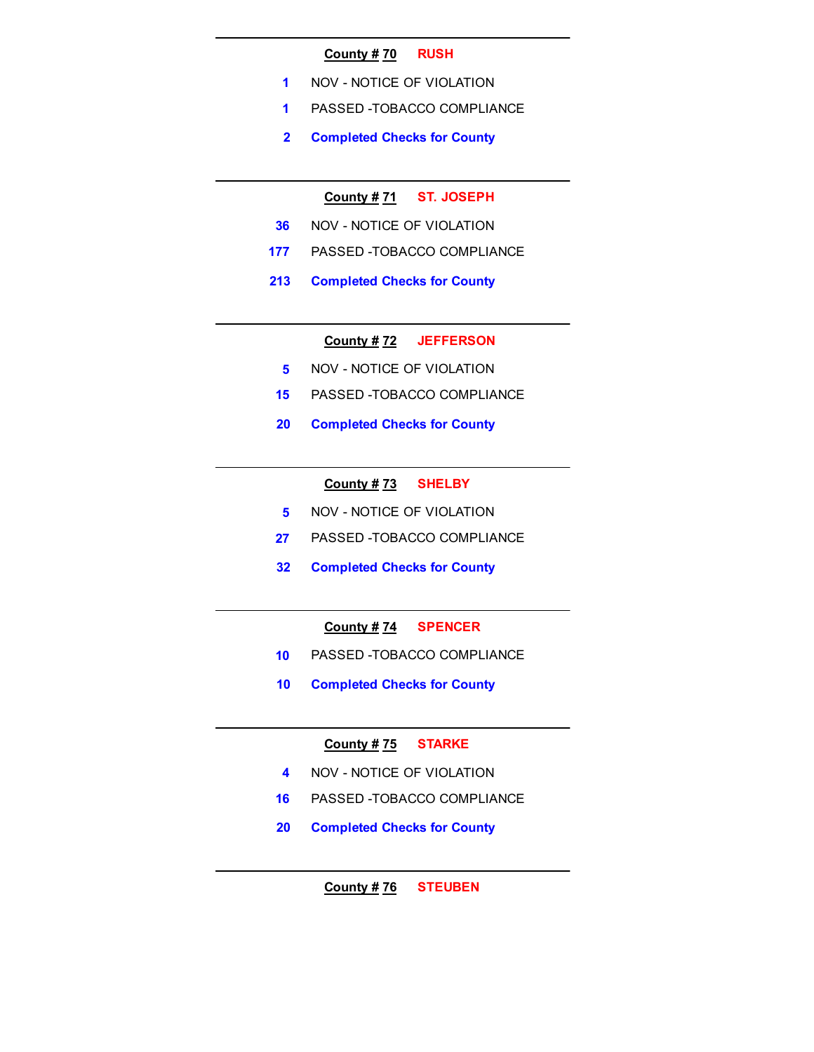---

**County # 70** RUSH

1 NOV - NOTICE OF VIOLATION

1 PASSED -TOBACCO COMPLIANCE

**2 Completed Checks for County**

---

**County # 71** ST. JOSEPH

36 NOV - NOTICE OF VIOLATION

177 PASSED -TOBACCO COMPLIANCE

**213 Completed Checks for County**

---

**County # 72** JEFFERSON

5 NOV - NOTICE OF VIOLATION

15 PASSED -TOBACCO COMPLIANCE

**20 Completed Checks for County**

---

**County # 73** SHELBY

5 NOV - NOTICE OF VIOLATION

27 PASSED -TOBACCO COMPLIANCE

**32 Completed Checks for County**

---

**County # 74** SPENCER

10 PASSED -TOBACCO COMPLIANCE

**10 Completed Checks for County**

---

**County # 75** STARKE

4 NOV - NOTICE OF VIOLATION

16 PASSED -TOBACCO COMPLIANCE

**20 Completed Checks for County**

---

**County # 76** STEUBEN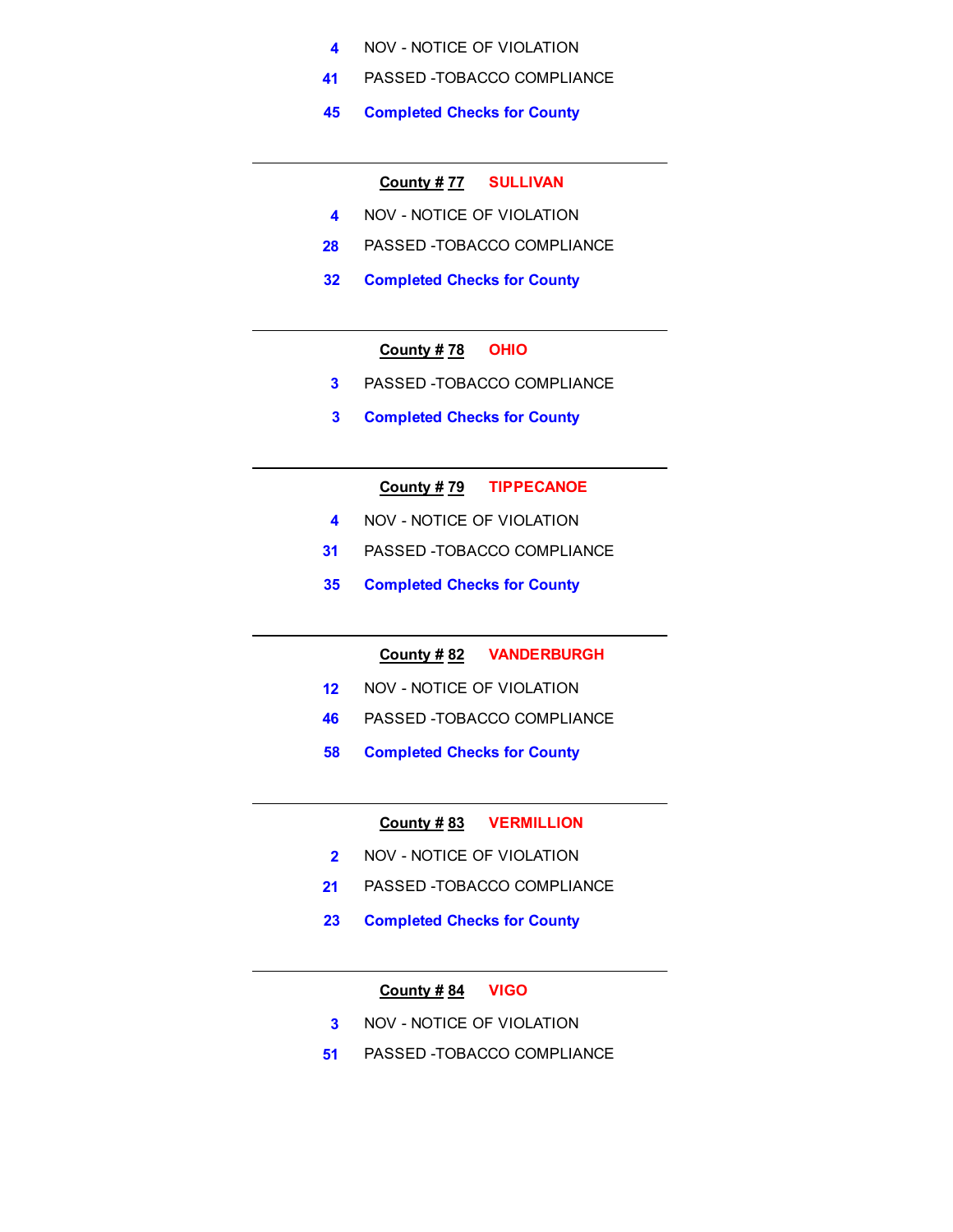4 NOV - NOTICE OF VIOLATION

41 PASSED -TOBACCO COMPLIANCE

**45 Completed Checks for County**

---

**County # 77** **SULLIVAN**

4 NOV - NOTICE OF VIOLATION

28 PASSED -TOBACCO COMPLIANCE

**32 Completed Checks for County**

---

**County # 78** **OHIO**

3 PASSED -TOBACCO COMPLIANCE

**3 Completed Checks for County**

---

**County # 79** **TIPPECANOE**

4 NOV - NOTICE OF VIOLATION

31 PASSED -TOBACCO COMPLIANCE

**35 Completed Checks for County**

---

**County # 82** **VANDERBURGH**

12 NOV - NOTICE OF VIOLATION

46 PASSED -TOBACCO COMPLIANCE

**58 Completed Checks for County**

---

**County # 83** **VERMILLION**

2 NOV - NOTICE OF VIOLATION

21 PASSED -TOBACCO COMPLIANCE

**23 Completed Checks for County**

---

**County # 84** **VIGO**

3 NOV - NOTICE OF VIOLATION

51 PASSED -TOBACCO COMPLIANCE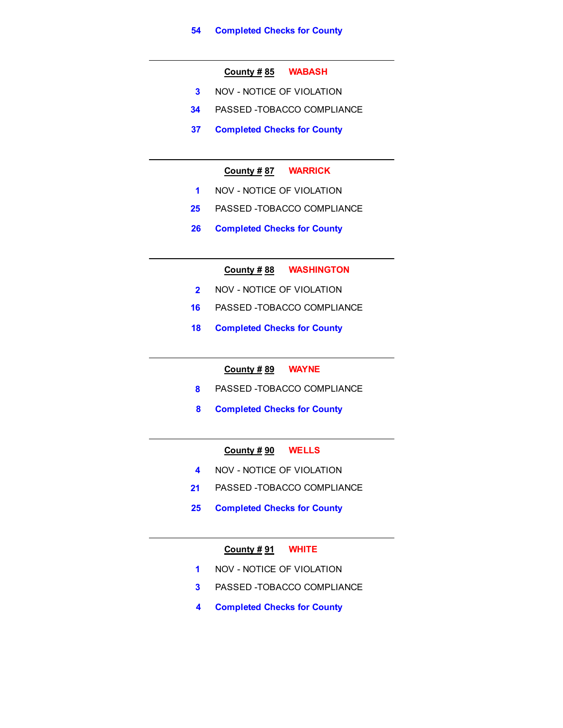54 **Completed Checks for County**

---

**County # 85** **WABASH**

3 NOV - NOTICE OF VIOLATION

34 PASSED -TOBACCO COMPLIANCE

37 **Completed Checks for County**

---

**County # 87** **WARRICK**

1 NOV - NOTICE OF VIOLATION

25 PASSED -TOBACCO COMPLIANCE

26 **Completed Checks for County**

---

**County # 88** **WASHINGTON**

2 NOV - NOTICE OF VIOLATION

16 PASSED -TOBACCO COMPLIANCE

18 **Completed Checks for County**

---

**County # 89** **WAYNE**

8 PASSED -TOBACCO COMPLIANCE

8 **Completed Checks for County**

---

**County # 90** **WELLS**

4 NOV - NOTICE OF VIOLATION

21 PASSED -TOBACCO COMPLIANCE

25 **Completed Checks for County**

---

**County # 91** **WHITE**

1 NOV - NOTICE OF VIOLATION

3 PASSED -TOBACCO COMPLIANCE

4 **Completed Checks for County**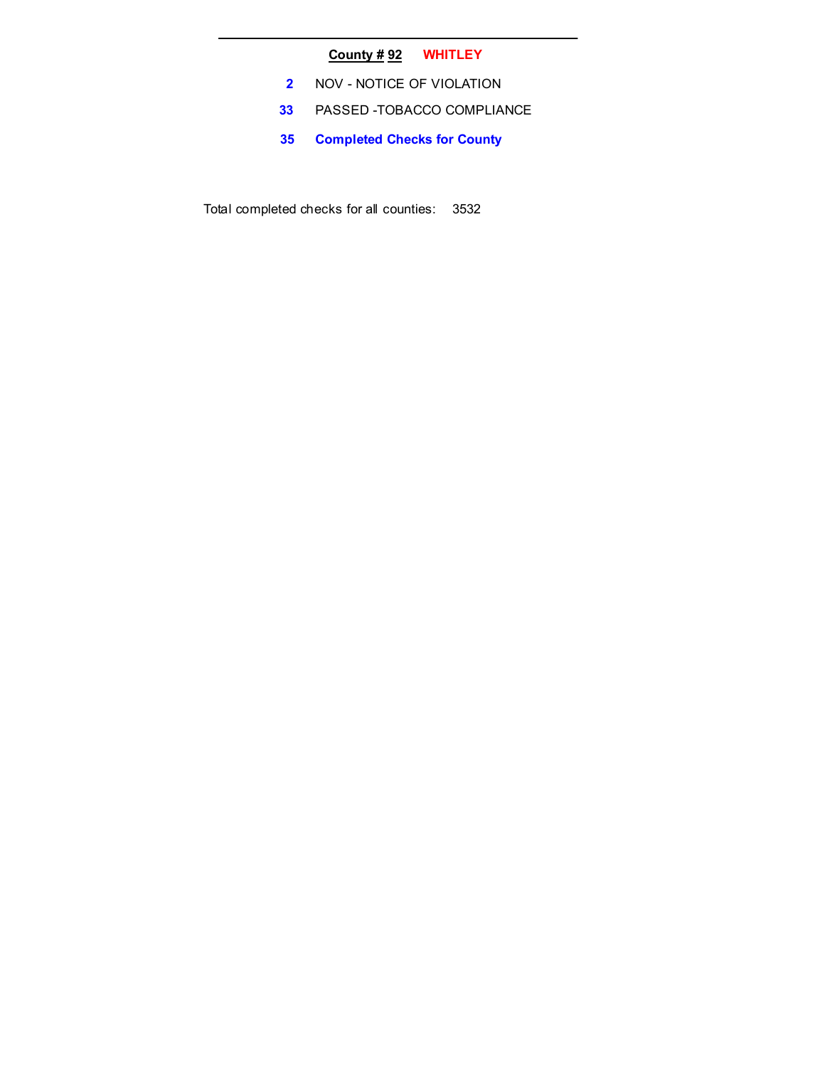**County # 92** **WHITLEY**

| | |
|---|---|
| 2 | NOV - NOTICE OF VIOLATION |
| 33 | PASSED -TOBACCO COMPLIANCE |
| **35** | **Completed Checks for County** |

Total completed checks for all counties: 3532